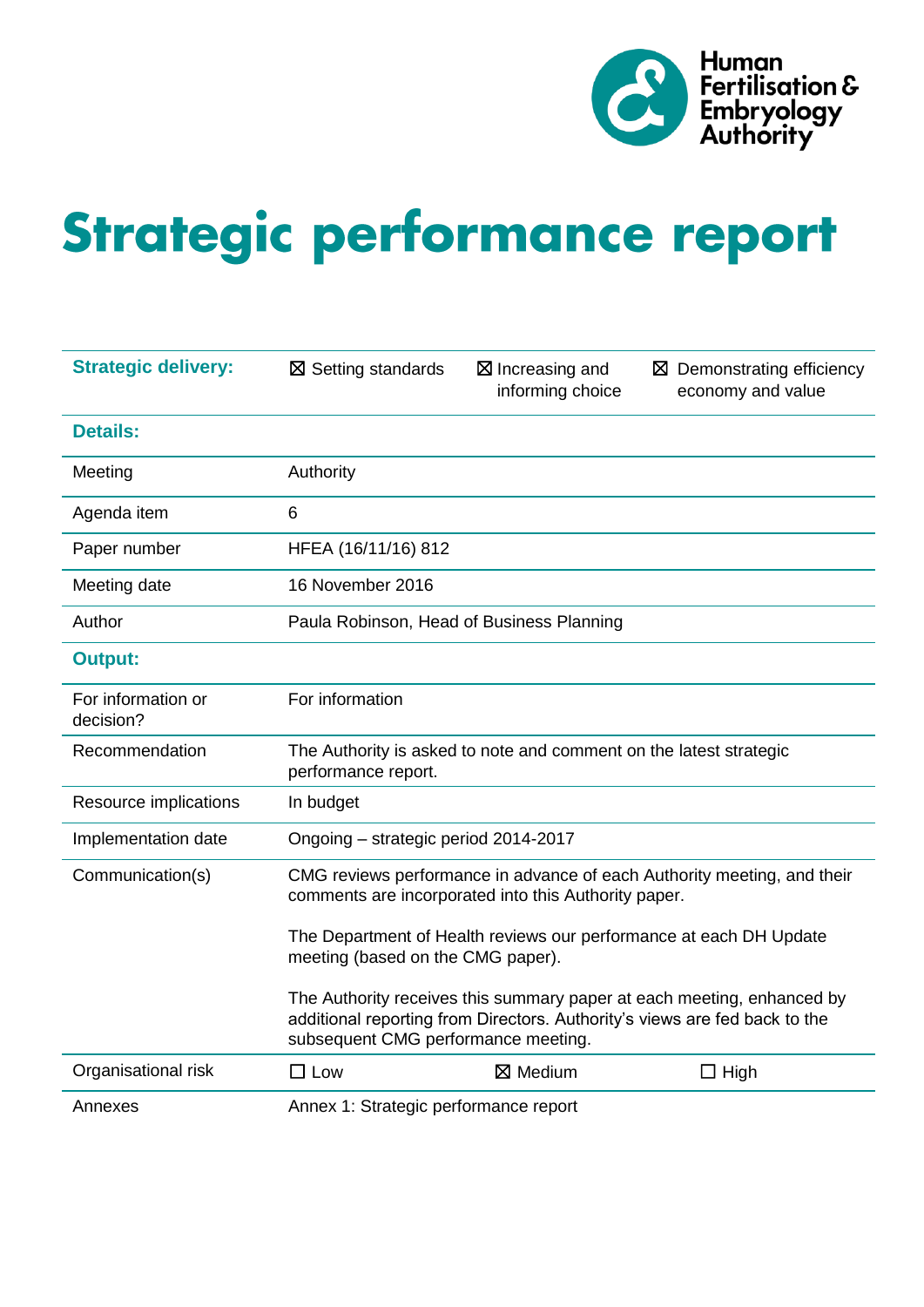Human Fertilisation & Embryology Authority

# Strategic performance report

| Strategic delivery: | ☒ Setting standards | ☒ Increasing and informing choice | ☒ Demonstrating efficiency economy and value |
|---|---|---|---|
| **Details:** | | | |
| Meeting | Authority | | |
| Agenda item | 6 | | |
| Paper number | HFEA (16/11/16) 812 | | |
| Meeting date | 16 November 2016 | | |
| Author | Paula Robinson, Head of Business Planning | | |
| **Output:** | | | |
| For information or decision? | For information | | |
| Recommendation | The Authority is asked to note and comment on the latest strategic performance report. | | |
| Resource implications | In budget | | |
| Implementation date | Ongoing – strategic period 2014-2017 | | |
| Communication(s) | CMG reviews performance in advance of each Authority meeting, and their comments are incorporated into this Authority paper.<br><br>The Department of Health reviews our performance at each DH Update meeting (based on the CMG paper).<br><br>The Authority receives this summary paper at each meeting, enhanced by additional reporting from Directors. Authority's views are fed back to the subsequent CMG performance meeting. | | |
| Organisational risk | ☐ Low | ☒ Medium | ☐ High |
| Annexes | Annex 1: Strategic performance report | | |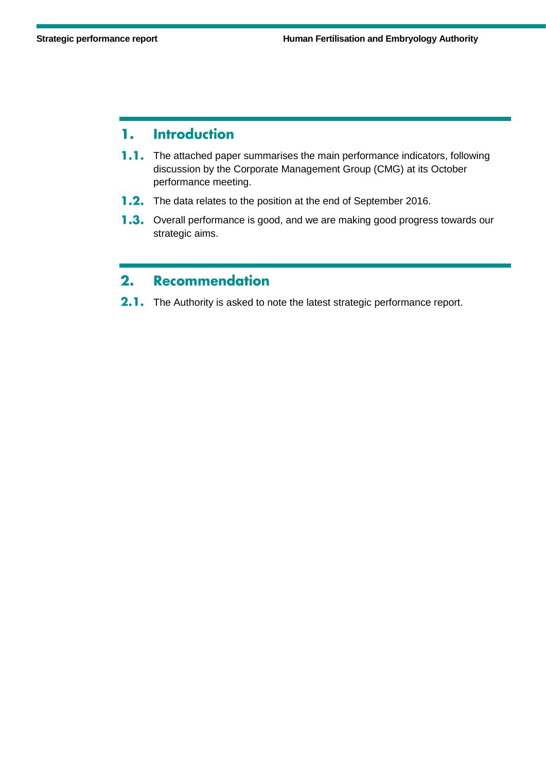## 1. Introduction

1.1. The attached paper summarises the main performance indicators, following discussion by the Corporate Management Group (CMG) at its October performance meeting.

1.2. The data relates to the position at the end of September 2016.

1.3. Overall performance is good, and we are making good progress towards our strategic aims.

## 2. Recommendation

2.1. The Authority is asked to note the latest strategic performance report.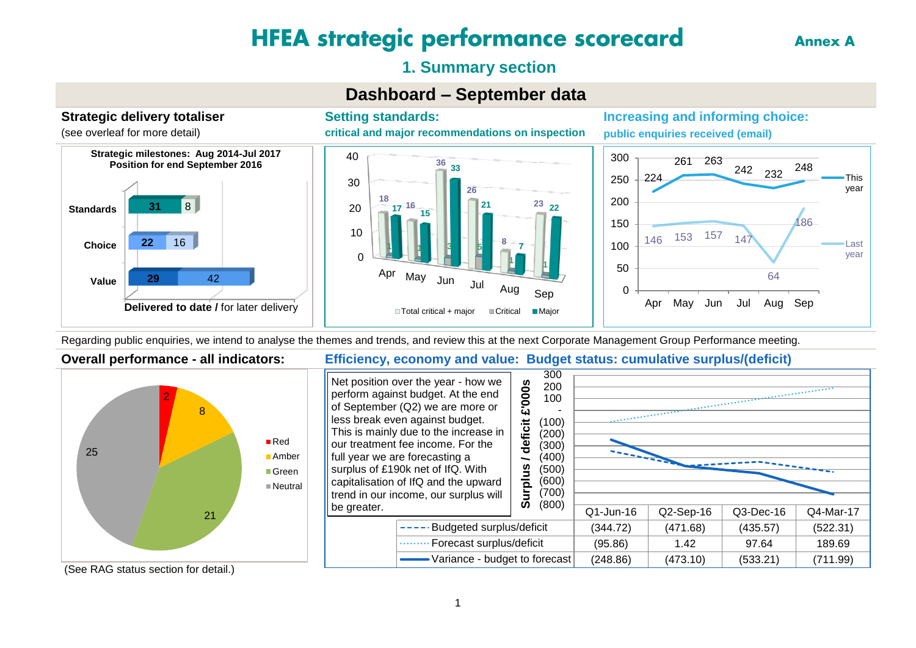# HFEA strategic performance scorecard

**Annex A**

## 1. Summary section

### Dashboard – September data

**Strategic delivery totaliser**

(see overleaf for more detail)

**Strategic milestones: Aug 2014-Jul 2017**
**Position for end September 2016**

| | Delivered to date | for later delivery |
|---|---|---|
| Standards | 31 | 8 |
| Choice | 22 | 16 |
| Value | 29 | 42 |

**Setting standards:**
**critical and major recommendations on inspection**

| | Apr | May | Jun | Jul | Aug | Sep |
|---|---|---|---|---|---|---|
| Total critical + major | 18 | 16 | 36 | 26 | 8 | 23 |
| Critical | 1 | 1 | 3 | 5 | 1 | 1 |
| Major | 17 | 15 | 33 | 21 | 7 | 22 |

**Increasing and informing choice:**
**public enquiries received (email)**

| | Apr | May | Jun | Jul | Aug | Sep |
|---|---|---|---|---|---|---|
| This year | 224 | 261 | 263 | 242 | 232 | 248 |
| Last year | 146 | 153 | 157 | 147 | 64 | 186 |

Regarding public enquiries, we intend to analyse the themes and trends, and review this at the next Corporate Management Group Performance meeting.

**Overall performance - all indicators:**

| Status | Count |
|---|---|
| Red | 2 |
| Amber | 8 |
| Green | 21 |
| Neutral | 25 |

(See RAG status section for detail.)

**Efficiency, economy and value: Budget status: cumulative surplus/(deficit)**

Net position over the year - how we perform against budget. At the end of September (Q2) we are more or less break even against budget. This is mainly due to the increase in our treatment fee income. For the full year we are forecasting a surplus of £190k net of IfQ. With capitalisation of IfQ and the upward trend in our income, our surplus will be greater.

Surplus / deficit £'000s

| | Q1-Jun-16 | Q2-Sep-16 | Q3-Dec-16 | Q4-Mar-17 |
|---|---|---|---|---|
| Budgeted surplus/deficit | (344.72) | (471.68) | (435.57) | (522.31) |
| Forecast surplus/deficit | (95.86) | 1.42 | 97.64 | 189.69 |
| Variance - budget to forecast | (248.86) | (473.10) | (533.21) | (711.99) |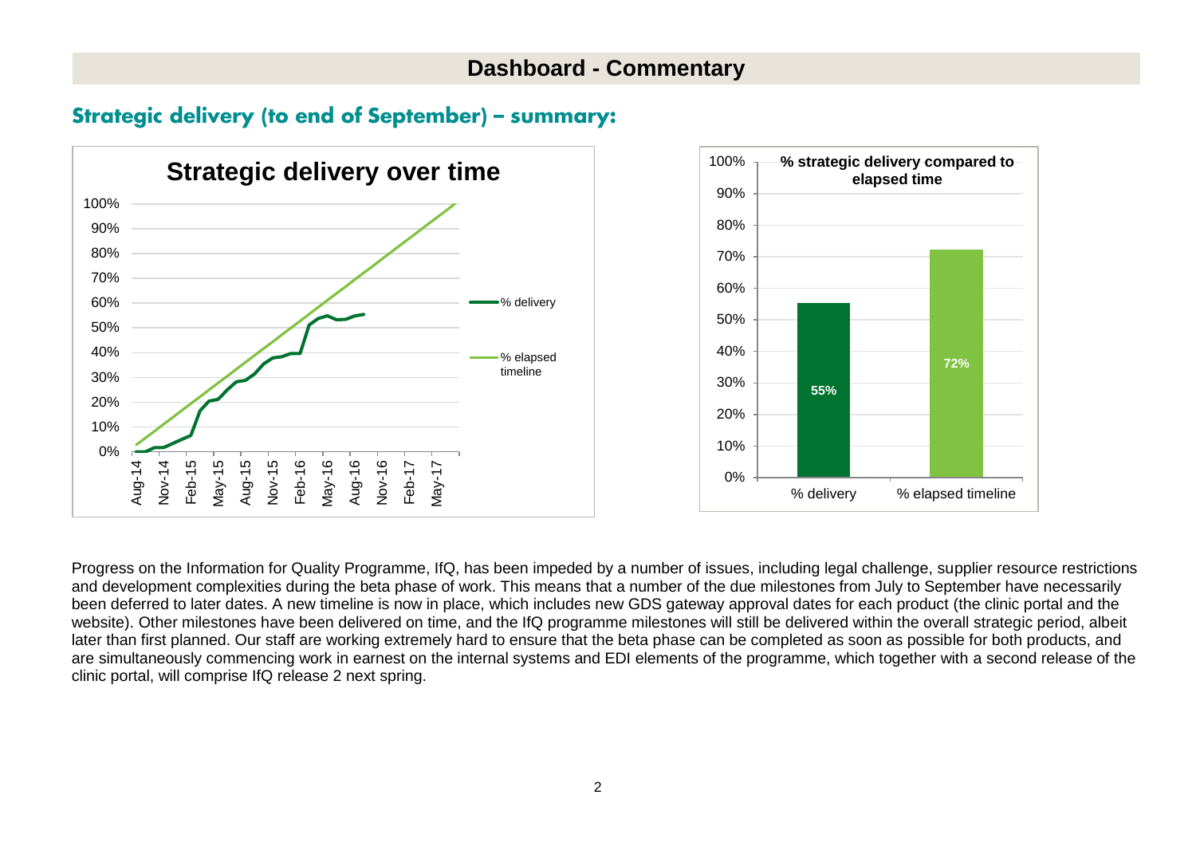# Dashboard - Commentary

## Strategic delivery (to end of September) – summary:

Progress on the Information for Quality Programme, IfQ, has been impeded by a number of issues, including legal challenge, supplier resource restrictions and development complexities during the beta phase of work. This means that a number of the due milestones from July to September have necessarily been deferred to later dates. A new timeline is now in place, which includes new GDS gateway approval dates for each product (the clinic portal and the website). Other milestones have been delivered on time, and the IfQ programme milestones will still be delivered within the overall strategic period, albeit later than first planned. Our staff are working extremely hard to ensure that the beta phase can be completed as soon as possible for both products, and are simultaneously commencing work in earnest on the internal systems and EDI elements of the programme, which together with a second release of the clinic portal, will comprise IfQ release 2 next spring.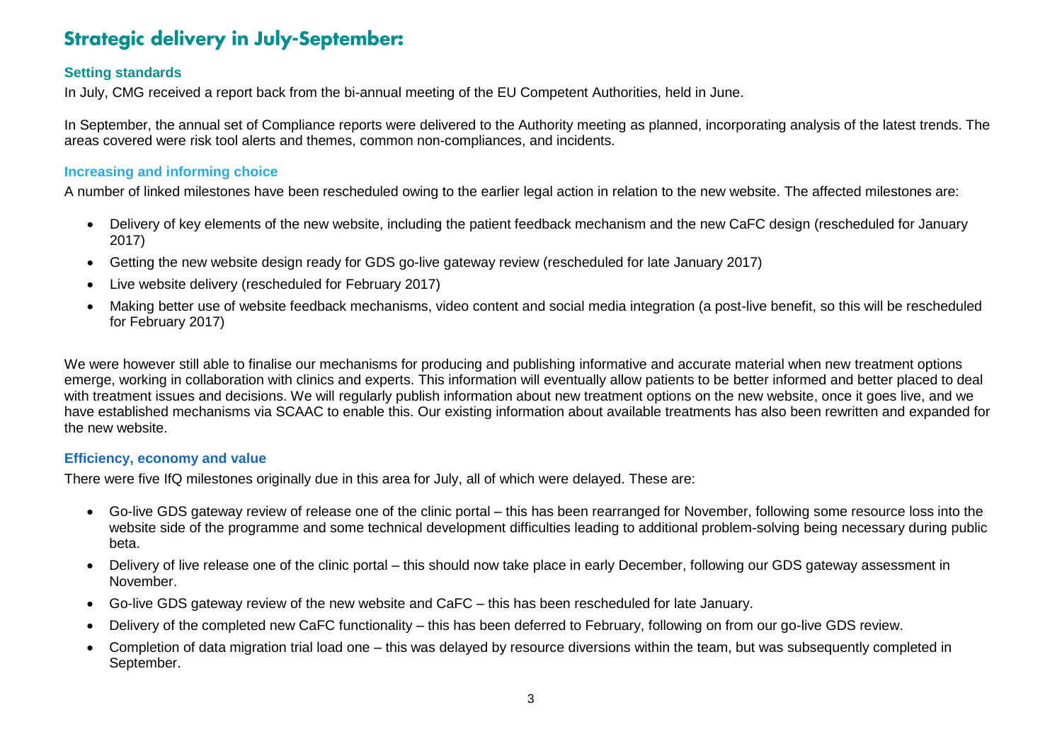# Strategic delivery in July-September:

### Setting standards

In July, CMG received a report back from the bi-annual meeting of the EU Competent Authorities, held in June.

In September, the annual set of Compliance reports were delivered to the Authority meeting as planned, incorporating analysis of the latest trends. The areas covered were risk tool alerts and themes, common non-compliances, and incidents.

### Increasing and informing choice

A number of linked milestones have been rescheduled owing to the earlier legal action in relation to the new website. The affected milestones are:

- Delivery of key elements of the new website, including the patient feedback mechanism and the new CaFC design (rescheduled for January 2017)
- Getting the new website design ready for GDS go-live gateway review (rescheduled for late January 2017)
- Live website delivery (rescheduled for February 2017)
- Making better use of website feedback mechanisms, video content and social media integration (a post-live benefit, so this will be rescheduled for February 2017)

We were however still able to finalise our mechanisms for producing and publishing informative and accurate material when new treatment options emerge, working in collaboration with clinics and experts. This information will eventually allow patients to be better informed and better placed to deal with treatment issues and decisions. We will regularly publish information about new treatment options on the new website, once it goes live, and we have established mechanisms via SCAAC to enable this. Our existing information about available treatments has also been rewritten and expanded for the new website.

### Efficiency, economy and value

There were five IfQ milestones originally due in this area for July, all of which were delayed. These are:

- Go-live GDS gateway review of release one of the clinic portal – this has been rearranged for November, following some resource loss into the website side of the programme and some technical development difficulties leading to additional problem-solving being necessary during public beta.
- Delivery of live release one of the clinic portal – this should now take place in early December, following our GDS gateway assessment in November.
- Go-live GDS gateway review of the new website and CaFC – this has been rescheduled for late January.
- Delivery of the completed new CaFC functionality – this has been deferred to February, following on from our go-live GDS review.
- Completion of data migration trial load one – this was delayed by resource diversions within the team, but was subsequently completed in September.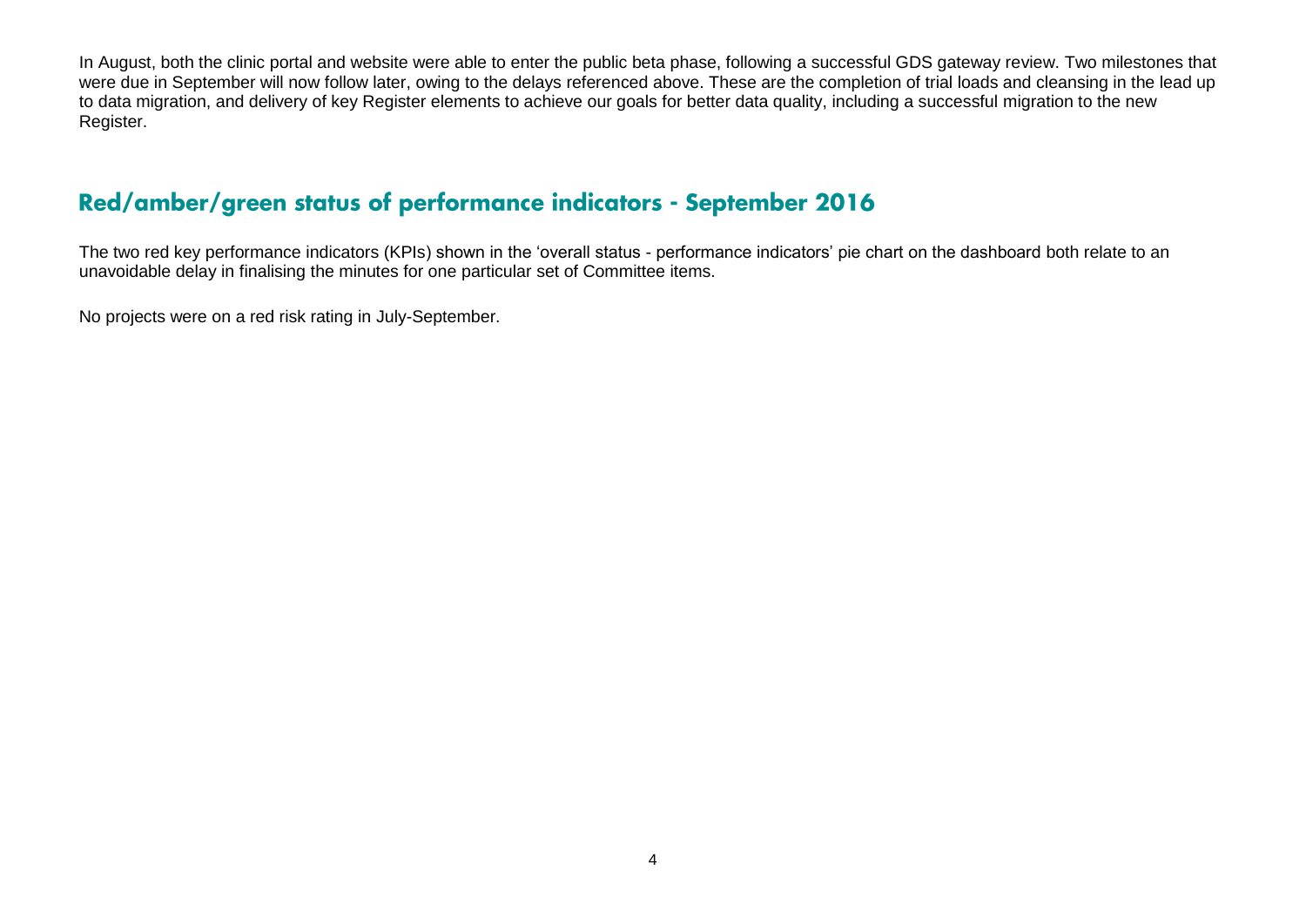In August, both the clinic portal and website were able to enter the public beta phase, following a successful GDS gateway review. Two milestones that were due in September will now follow later, owing to the delays referenced above. These are the completion of trial loads and cleansing in the lead up to data migration, and delivery of key Register elements to achieve our goals for better data quality, including a successful migration to the new Register.

## Red/amber/green status of performance indicators - September 2016

The two red key performance indicators (KPIs) shown in the 'overall status - performance indicators' pie chart on the dashboard both relate to an unavoidable delay in finalising the minutes for one particular set of Committee items.

No projects were on a red risk rating in July-September.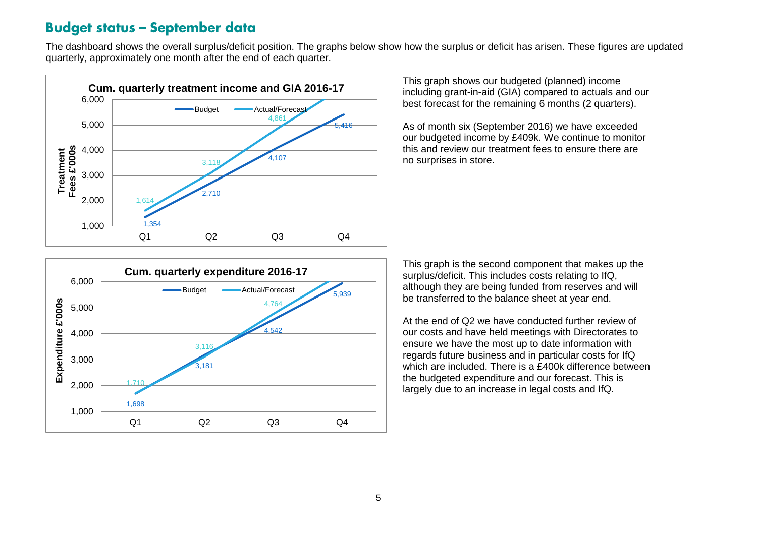## Budget status – September data

The dashboard shows the overall surplus/deficit position. The graphs below show how the surplus or deficit has arisen. These figures are updated quarterly, approximately one month after the end of each quarter.

**Cum. quarterly treatment income and GIA 2016-17**

| Treatment Fees £'000s | Q1 | Q2 | Q3 | Q4 |
|---|---|---|---|---|
| Budget | 1,354 | 2,710 | 4,107 | 5,416 |
| Actual/Forecast | 1,614 | 3,118 | 4,861 | |

This graph shows our budgeted (planned) income including grant-in-aid (GIA) compared to actuals and our best forecast for the remaining 6 months (2 quarters).

As of month six (September 2016) we have exceeded our budgeted income by £409k. We continue to monitor this and review our treatment fees to ensure there are no surprises in store.

**Cum. quarterly expenditure 2016-17**

| Expenditure £'000s | Q1 | Q2 | Q3 | Q4 |
|---|---|---|---|---|
| Budget | 1,698 | 3,181 | 4,542 | 5,939 |
| Actual/Forecast | 1,710 | 3,116 | 4,764 | |

This graph is the second component that makes up the surplus/deficit. This includes costs relating to IfQ, although they are being funded from reserves and will be transferred to the balance sheet at year end.

At the end of Q2 we have conducted further review of our costs and have held meetings with Directorates to ensure we have the most up to date information with regards future business and in particular costs for IfQ which are included. There is a £400k difference between the budgeted expenditure and our forecast. This is largely due to an increase in legal costs and IfQ.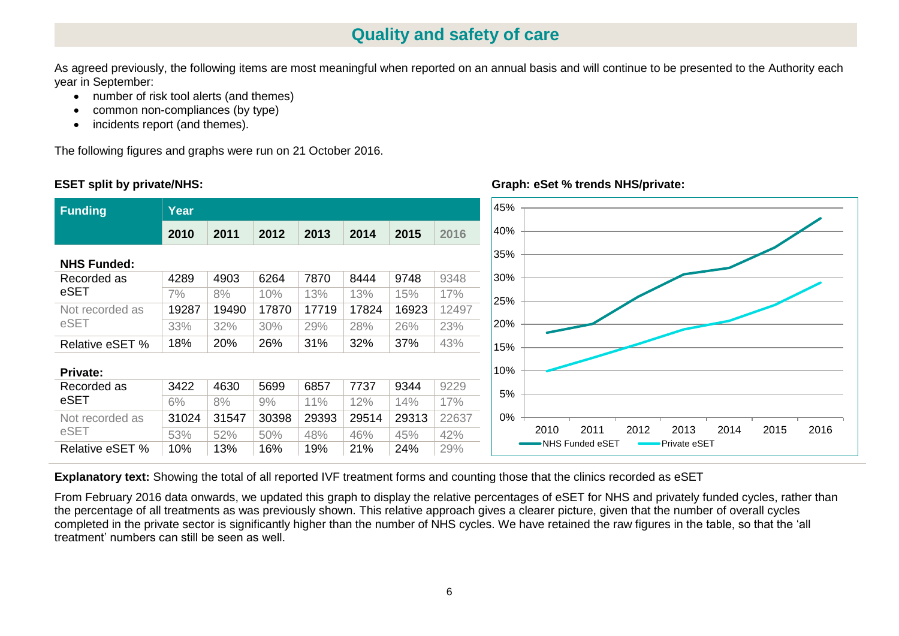# Quality and safety of care

As agreed previously, the following items are most meaningful when reported on an annual basis and will continue to be presented to the Authority each year in September:

- number of risk tool alerts (and themes)
- common non-compliances (by type)
- incidents report (and themes).

The following figures and graphs were run on 21 October 2016.

**ESET split by private/NHS:**

| Funding | Year | | | | | | |
|---|---|---|---|---|---|---|---|
| | 2010 | 2011 | 2012 | 2013 | 2014 | 2015 | 2016 |
| **NHS Funded:** | | | | | | | |
| Recorded as eSET | 4289 | 4903 | 6264 | 7870 | 8444 | 9748 | 9348 |
| | 7% | 8% | 10% | 13% | 13% | 15% | 17% |
| Not recorded as eSET | 19287 | 19490 | 17870 | 17719 | 17824 | 16923 | 12497 |
| | 33% | 32% | 30% | 29% | 28% | 26% | 23% |
| Relative eSET % | 18% | 20% | 26% | 31% | 32% | 37% | 43% |
| **Private:** | | | | | | | |
| Recorded as eSET | 3422 | 4630 | 5699 | 6857 | 7737 | 9344 | 9229 |
| | 6% | 8% | 9% | 11% | 12% | 14% | 17% |
| Not recorded as eSET | 31024 | 31547 | 30398 | 29393 | 29514 | 29313 | 22637 |
| | 53% | 52% | 50% | 48% | 46% | 45% | 42% |
| Relative eSET % | 10% | 13% | 16% | 19% | 21% | 24% | 29% |

**Graph: eSet % trends NHS/private:**

**Explanatory text:** Showing the total of all reported IVF treatment forms and counting those that the clinics recorded as eSET

From February 2016 data onwards, we updated this graph to display the relative percentages of eSET for NHS and privately funded cycles, rather than the percentage of all treatments as was previously shown. This relative approach gives a clearer picture, given that the number of overall cycles completed in the private sector is significantly higher than the number of NHS cycles. We have retained the raw figures in the table, so that the 'all treatment' numbers can still be seen as well.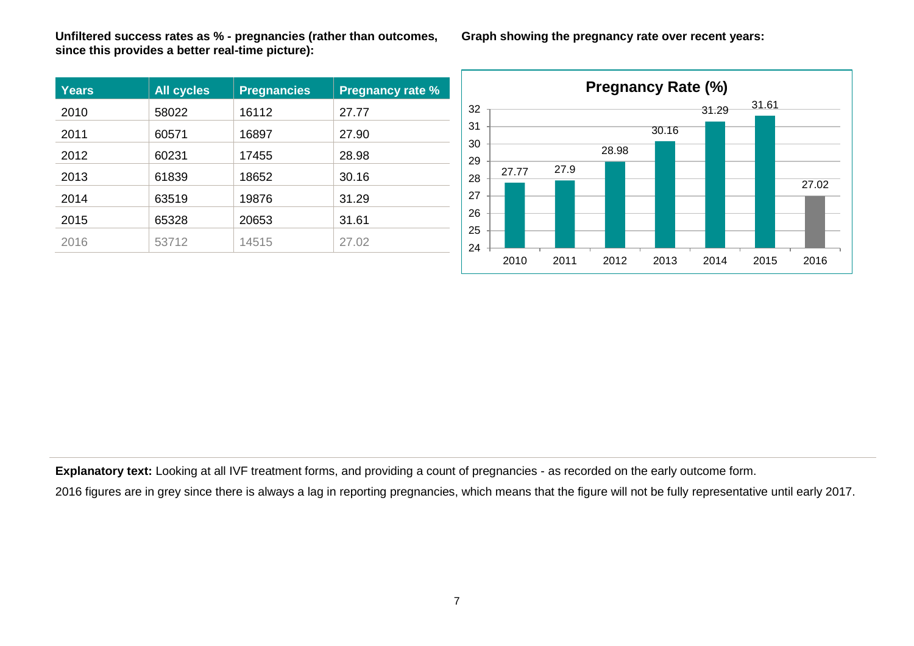**Unfiltered success rates as % - pregnancies (rather than outcomes, since this provides a better real-time picture):**

| Years | All cycles | Pregnancies | Pregnancy rate % |
|---|---|---|---|
| 2010 | 58022 | 16112 | 27.77 |
| 2011 | 60571 | 16897 | 27.90 |
| 2012 | 60231 | 17455 | 28.98 |
| 2013 | 61839 | 18652 | 30.16 |
| 2014 | 63519 | 19876 | 31.29 |
| 2015 | 65328 | 20653 | 31.61 |
| 2016 | 53712 | 14515 | 27.02 |

**Graph showing the pregnancy rate over recent years:**

**Pregnancy Rate (%)**

| Year | Pregnancy Rate (%) |
|---|---|
| 2010 | 27.77 |
| 2011 | 27.9 |
| 2012 | 28.98 |
| 2013 | 30.16 |
| 2014 | 31.29 |
| 2015 | 31.61 |
| 2016 | 27.02 |

**Explanatory text:** Looking at all IVF treatment forms, and providing a count of pregnancies - as recorded on the early outcome form.

2016 figures are in grey since there is always a lag in reporting pregnancies, which means that the figure will not be fully representative until early 2017.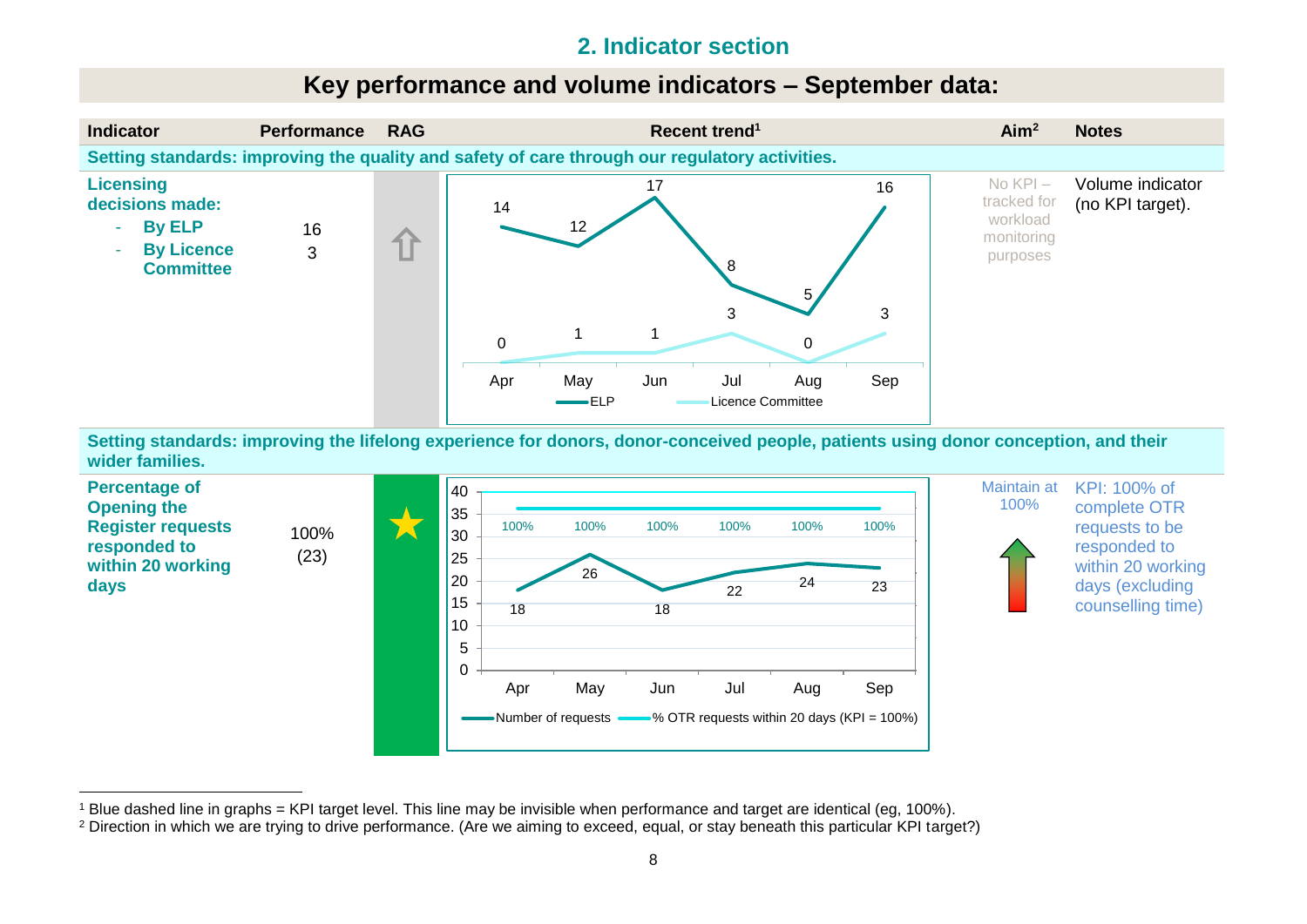## 2. Indicator section

### Key performance and volume indicators – September data:

| Indicator | Performance | RAG | Recent trend[1] | Aim[2] | Notes |
|---|---|---|---|---|---|
| **Setting standards: improving the quality and safety of care through our regulatory activities.** | | | | | |
| **Licensing decisions made:** - **By ELP** - **By Licence Committee** | 16 3 | ⇧ | ELP: Apr 14, May 12, Jun 17, Jul 8, Aug 5, Sep 16; Licence Committee: Apr 0, May 1, Jun 1, Jul 3, Aug 0, Sep 3 | No KPI – tracked for workload monitoring purposes | Volume indicator (no KPI target). |
| **Setting standards: improving the lifelong experience for donors, donor-conceived people, patients using donor conception, and their wider families.** | | | | | |
| **Percentage of Opening the Register requests responded to within 20 working days** | 100% (23) | ★ | Number of requests: Apr 18, May 26, Jun 18, Jul 22, Aug 24, Sep 23; % OTR requests within 20 days (KPI = 100%): Apr 100%, May 100%, Jun 100%, Jul 100%, Aug 100%, Sep 100% | Maintain at 100% | KPI: 100% of complete OTR requests to be responded to within 20 working days (excluding counselling time) |

[1] Blue dashed line in graphs = KPI target level. This line may be invisible when performance and target are identical (eg, 100%).

[2] Direction in which we are trying to drive performance. (Are we aiming to exceed, equal, or stay beneath this particular KPI target?)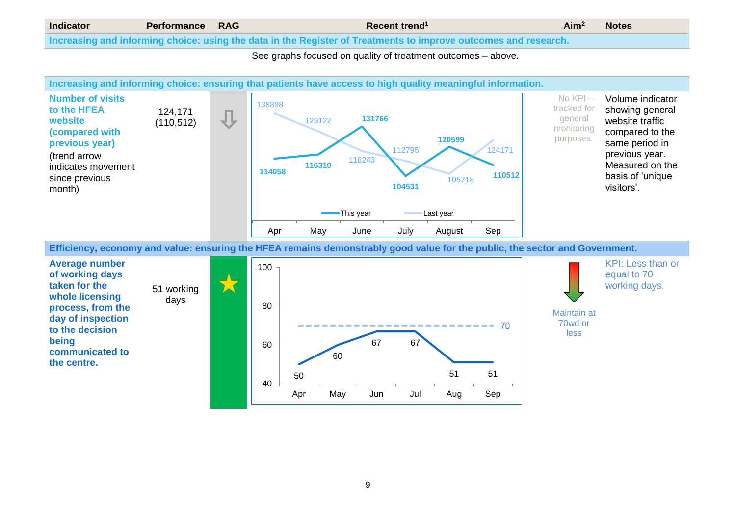| Indicator | Performance | RAG | Recent trend[1] | Aim[2] | Notes |
|---|---|---|---|---|---|
| **Increasing and informing choice: using the data in the Register of Treatments to improve outcomes and research.** | | | | | |
| | | | See graphs focused on quality of treatment outcomes – above. | | |
| **Increasing and informing choice: ensuring that patients have access to high quality meaningful information.** | | | | | |
| **Number of visits to the HFEA website (compared with previous year)** (trend arrow indicates movement since previous month) | 124,171 (110,512) | ⇩ | This year: Apr 114058, May 116310, June 131766, July 104531, August 120599, Sep 110512. Last year: Apr 138898, May 129122, June 118243, July 112795, August 105718, Sep 124171 | No KPI – tracked for general monitoring purposes. | Volume indicator showing general website traffic compared to the same period in previous year. Measured on the basis of 'unique visitors'. |
| **Efficiency, economy and value: ensuring the HFEA remains demonstrably good value for the public, the sector and Government.** | | | | | |
| **Average number of working days taken for the whole licensing process, from the day of inspection to the decision being communicated to the centre.** | 51 working days | ★ | Apr 50, May 60, Jun 67, Jul 67, Aug 51, Sep 51 (target line: 70) | Maintain at 70wd or less | KPI: Less than or equal to 70 working days. |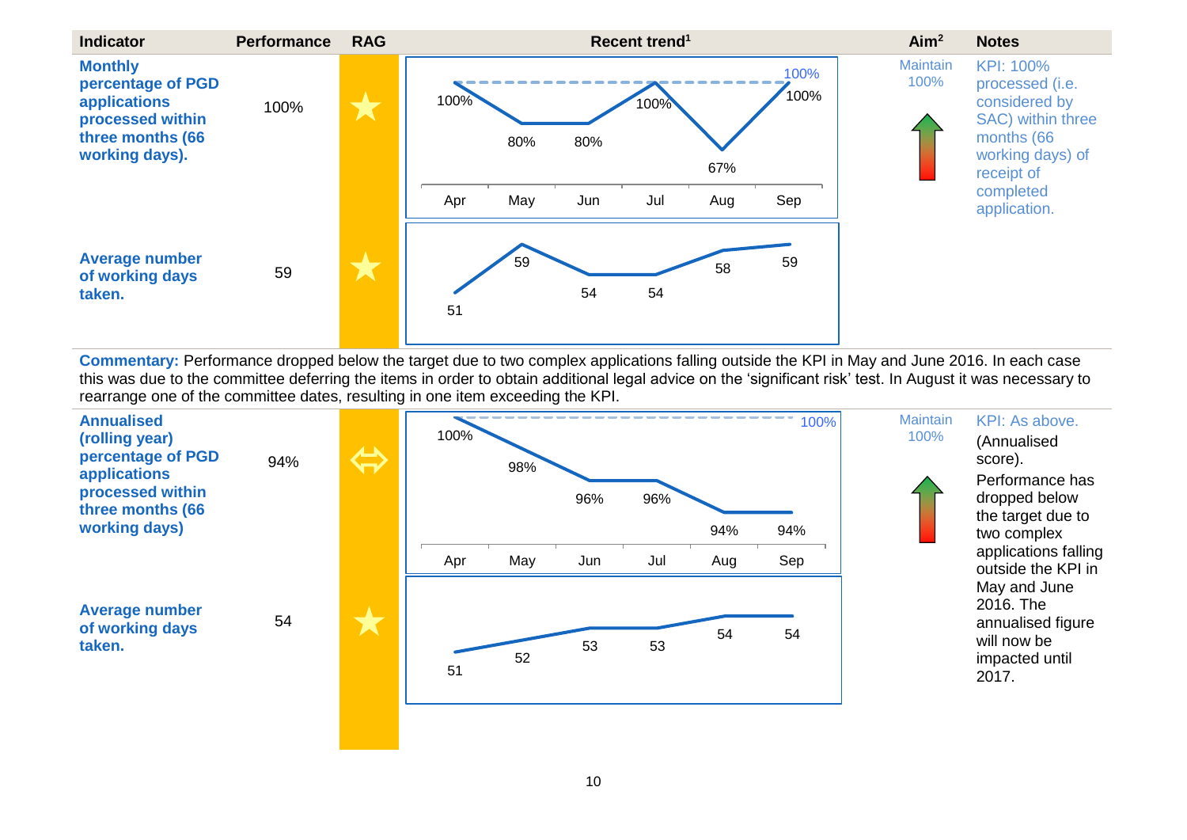| Indicator | Performance | RAG | Recent trend[1] | Aim[2] | Notes |
|---|---|---|---|---|---|
| **Monthly percentage of PGD applications processed within three months (66 working days).** | 100% | ★ | Apr 100%, May 80%, Jun 80%, Jul 100%, Aug 67%, Sep 100% (target 100%) | Maintain 100% | KPI: 100% processed (i.e. considered by SAC) within three months (66 working days) of receipt of completed application. |
| **Average number of working days taken.** | 59 | ★ | Apr 51, May 59, Jun 54, Jul 54, Aug 58, Sep 59 | | |

**Commentary:** Performance dropped below the target due to two complex applications falling outside the KPI in May and June 2016. In each case this was due to the committee deferring the items in order to obtain additional legal advice on the 'significant risk' test. In August it was necessary to rearrange one of the committee dates, resulting in one item exceeding the KPI.

| Indicator | Performance | RAG | Recent trend[1] | Aim[2] | Notes |
|---|---|---|---|---|---|
| **Annualised (rolling year) percentage of PGD applications processed within three months (66 working days)** | 94% | ⇔ | Apr 100%, May 98%, Jun 96%, Jul 96%, Aug 94%, Sep 94% (target 100%) | Maintain 100% | KPI: As above. (Annualised score). Performance has dropped below the target due to two complex applications falling outside the KPI in May and June 2016. The annualised figure will now be impacted until 2017. |
| **Average number of working days taken.** | 54 | ★ | Apr 51, May 52, Jun 53, Jul 53, Aug 54, Sep 54 | | |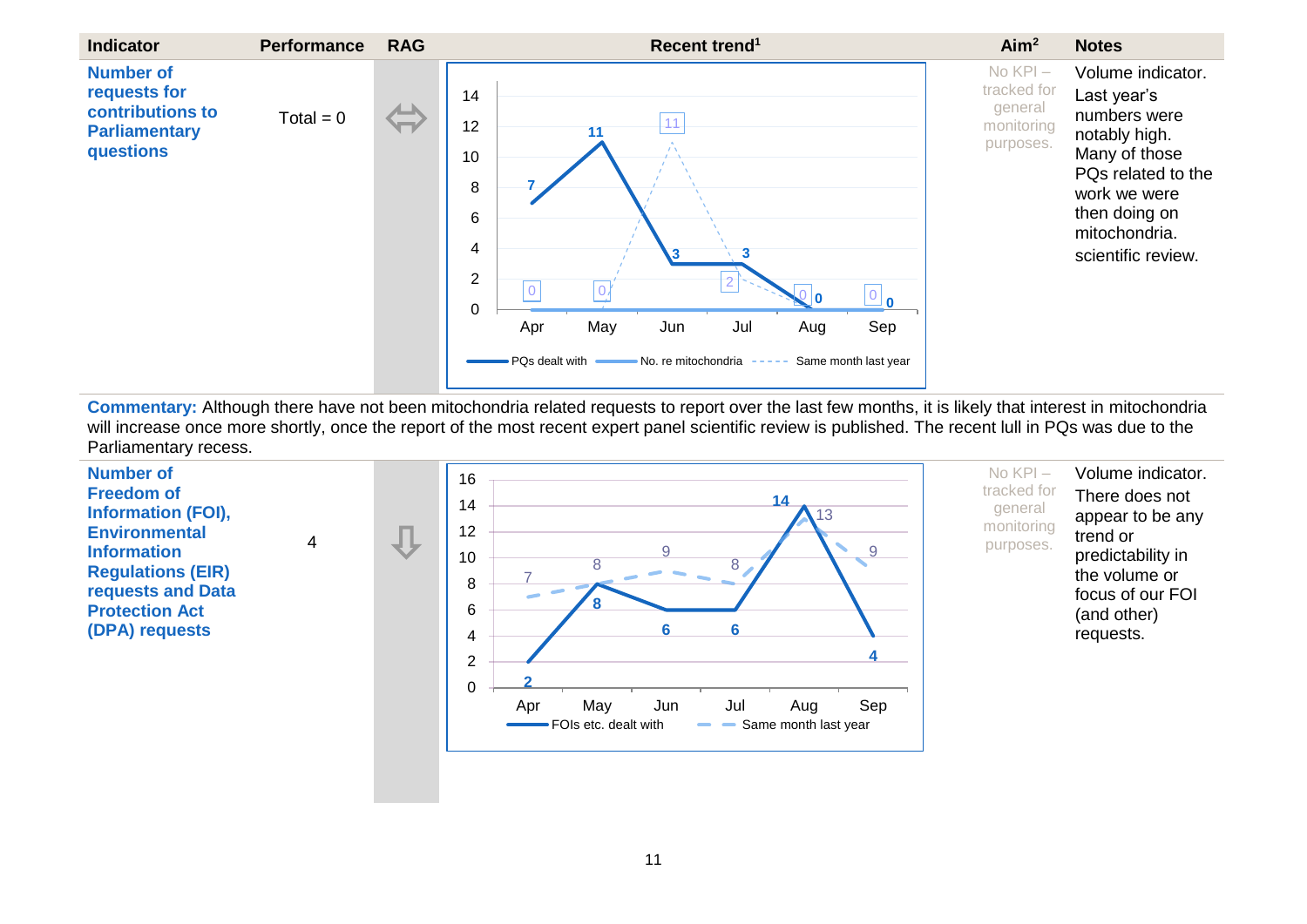| Indicator | Performance | RAG | Recent trend[1] | Aim[2] | Notes |
|---|---|---|---|---|---|
| **Number of requests for contributions to Parliamentary questions** | Total = 0 | ⇔ | | No KPI – tracked for general monitoring purposes. | Volume indicator. Last year's numbers were notably high. Many of those PQs related to the work we were then doing on mitochondria. scientific review. |

Commentary: Although there have not been mitochondria related requests to report over the last few months, it is likely that interest in mitochondria will increase once more shortly, once the report of the most recent expert panel scientific review is published. The recent lull in PQs was due to the Parliamentary recess.

| Indicator | Performance | RAG | Recent trend[1] | Aim[2] | Notes |
|---|---|---|---|---|---|
| **Number of Freedom of Information (FOI), Environmental Information Regulations (EIR) requests and Data Protection Act (DPA) requests** | 4 | ⇩ | | No KPI – tracked for general monitoring purposes. | Volume indicator. There does not appear to be any trend or predictability in the volume or focus of our FOI (and other) requests. |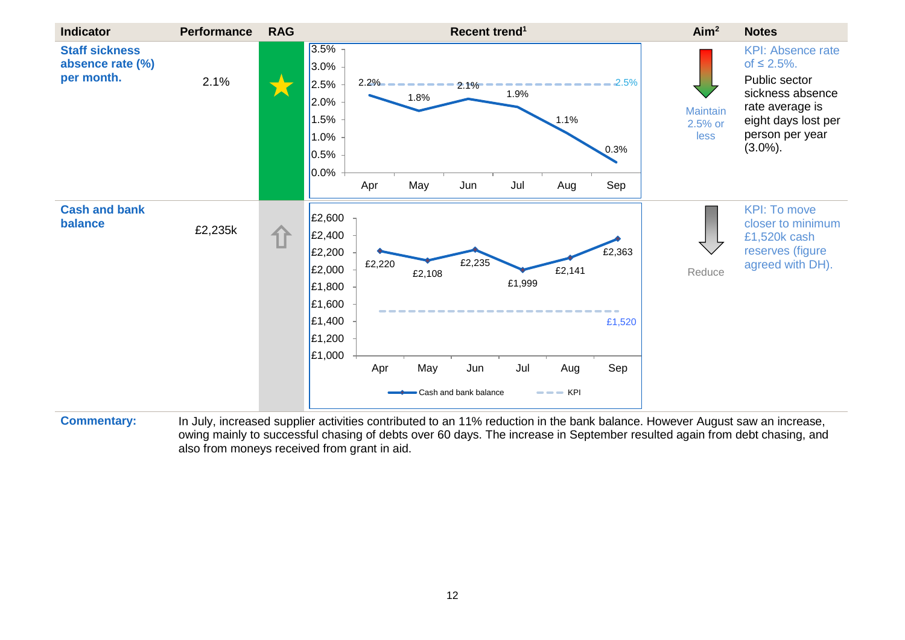| Indicator | Performance | RAG | Recent trend[1] | Aim[2] | Notes |
|---|---|---|---|---|---|
| **Staff sickness absence rate (%) per month.** | 2.1% | ★ | Apr 2.2%, May 1.8%, Jun 2.1%, Jul 1.9%, Aug 1.1%, Sep 0.3%; KPI 2.5% | Maintain 2.5% or less | KPI: Absence rate of ≤ 2.5%. Public sector sickness absence rate average is eight days lost per person per year (3.0%). |
| **Cash and bank balance** | £2,235k | ⇧ | Apr £2,220, May £2,108, Jun £2,235, Jul £1,999, Aug £2,141, Sep £2,363; KPI £1,520 | Reduce | KPI: To move closer to minimum £1,520k cash reserves (figure agreed with DH). |

**Commentary:** In July, increased supplier activities contributed to an 11% reduction in the bank balance. However August saw an increase, owing mainly to successful chasing of debts over 60 days. The increase in September resulted again from debt chasing, and also from moneys received from grant in aid.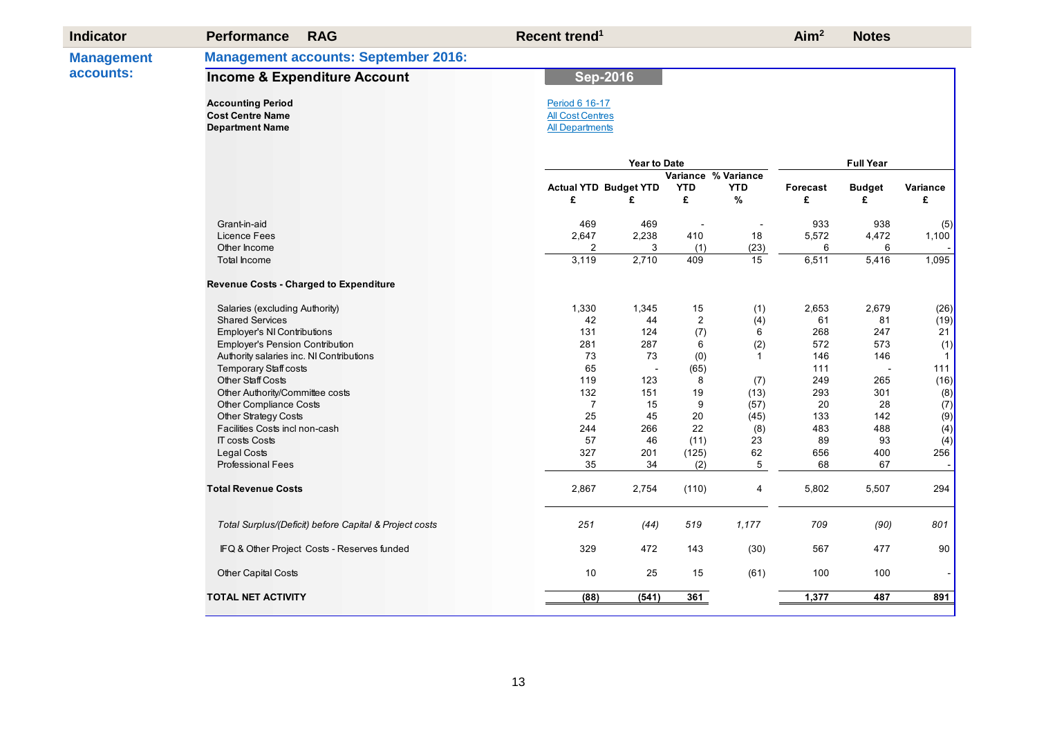| Indicator | Performance | RAG | Recent trend[1] | Aim[2] | Notes |
|---|---|---|---|---|---|

**Management accounts:**

## Management accounts: September 2016:

### Income & Expenditure Account

**Sep-2016**

**Accounting Period** Period 6 16-17
**Cost Centre Name** All Cost Centres
**Department Name** All Departments

| | Year to Date | | | | Full Year | | |
|---|---|---|---|---|---|---|---|
| | Actual YTD £ | Budget YTD £ | Variance YTD £ | % Variance YTD % | Forecast £ | Budget £ | Variance £ |
| Grant-in-aid | 469 | 469 | - | - | 933 | 938 | (5) |
| Licence Fees | 2,647 | 2,238 | 410 | 18 | 5,572 | 4,472 | 1,100 |
| Other Income | 2 | 3 | (1) | (23) | 6 | 6 | - |
| Total Income | 3,119 | 2,710 | 409 | 15 | 6,511 | 5,416 | 1,095 |
| **Revenue Costs - Charged to Expenditure** | | | | | | | |
| Salaries (excluding Authority) | 1,330 | 1,345 | 15 | (1) | 2,653 | 2,679 | (26) |
| Shared Services | 42 | 44 | 2 | (4) | 61 | 81 | (19) |
| Employer's NI Contributions | 131 | 124 | (7) | 6 | 268 | 247 | 21 |
| Employer's Pension Contribution | 281 | 287 | 6 | (2) | 572 | 573 | (1) |
| Authority salaries inc. NI Contributions | 73 | 73 | (0) | 1 | 146 | 146 | 1 |
| Temporary Staff costs | 65 | - | (65) | | 111 | - | 111 |
| Other Staff Costs | 119 | 123 | 8 | (7) | 249 | 265 | (16) |
| Other Authority/Committee costs | 132 | 151 | 19 | (13) | 293 | 301 | (8) |
| Other Compliance Costs | 7 | 15 | 9 | (57) | 20 | 28 | (7) |
| Other Strategy Costs | 25 | 45 | 20 | (45) | 133 | 142 | (9) |
| Facilities Costs incl non-cash | 244 | 266 | 22 | (8) | 483 | 488 | (4) |
| IT costs Costs | 57 | 46 | (11) | 23 | 89 | 93 | (4) |
| Legal Costs | 327 | 201 | (125) | 62 | 656 | 400 | 256 |
| Professional Fees | 35 | 34 | (2) | 5 | 68 | 67 | - |
| **Total Revenue Costs** | 2,867 | 2,754 | (110) | 4 | 5,802 | 5,507 | 294 |
| *Total Surplus/(Deficit) before Capital & Project costs* | *251* | *(44)* | *519* | *1,177* | *709* | *(90)* | *801* |
| IFQ & Other Project Costs - Reserves funded | 329 | 472 | 143 | (30) | 567 | 477 | 90 |
| Other Capital Costs | 10 | 25 | 15 | (61) | 100 | 100 | - |
| **TOTAL NET ACTIVITY** | **(88)** | **(541)** | **361** | | **1,377** | **487** | **891** |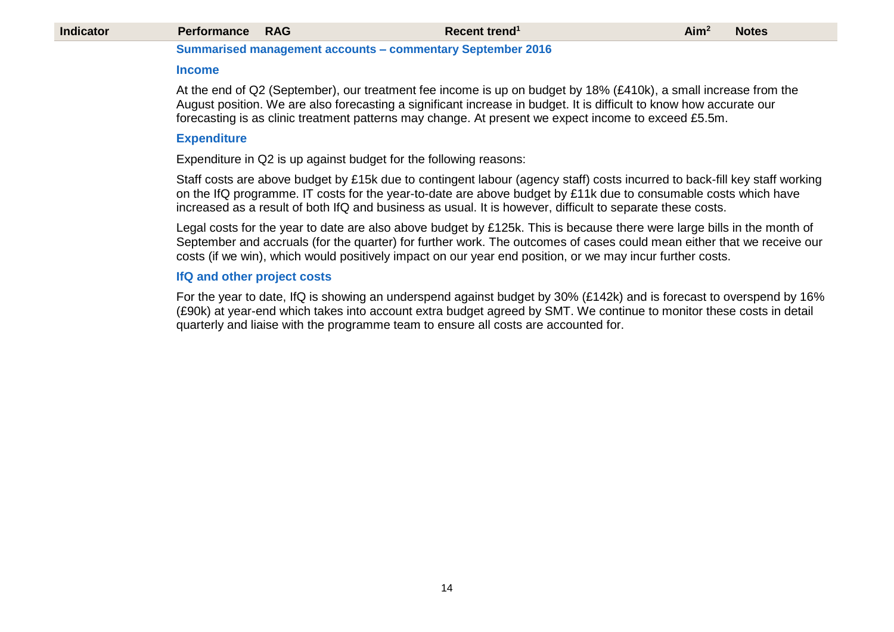| Indicator | Performance | RAG | Recent trend[1] | Aim[2] | Notes |
|---|---|---|---|---|---|

### Summarised management accounts – commentary September 2016

#### Income

At the end of Q2 (September), our treatment fee income is up on budget by 18% (£410k), a small increase from the August position. We are also forecasting a significant increase in budget. It is difficult to know how accurate our forecasting is as clinic treatment patterns may change. At present we expect income to exceed £5.5m.

#### Expenditure

Expenditure in Q2 is up against budget for the following reasons:

Staff costs are above budget by £15k due to contingent labour (agency staff) costs incurred to back-fill key staff working on the IfQ programme. IT costs for the year-to-date are above budget by £11k due to consumable costs which have increased as a result of both IfQ and business as usual. It is however, difficult to separate these costs.

Legal costs for the year to date are also above budget by £125k. This is because there were large bills in the month of September and accruals (for the quarter) for further work. The outcomes of cases could mean either that we receive our costs (if we win), which would positively impact on our year end position, or we may incur further costs.

#### IfQ and other project costs

For the year to date, IfQ is showing an underspend against budget by 30% (£142k) and is forecast to overspend by 16% (£90k) at year-end which takes into account extra budget agreed by SMT. We continue to monitor these costs in detail quarterly and liaise with the programme team to ensure all costs are accounted for.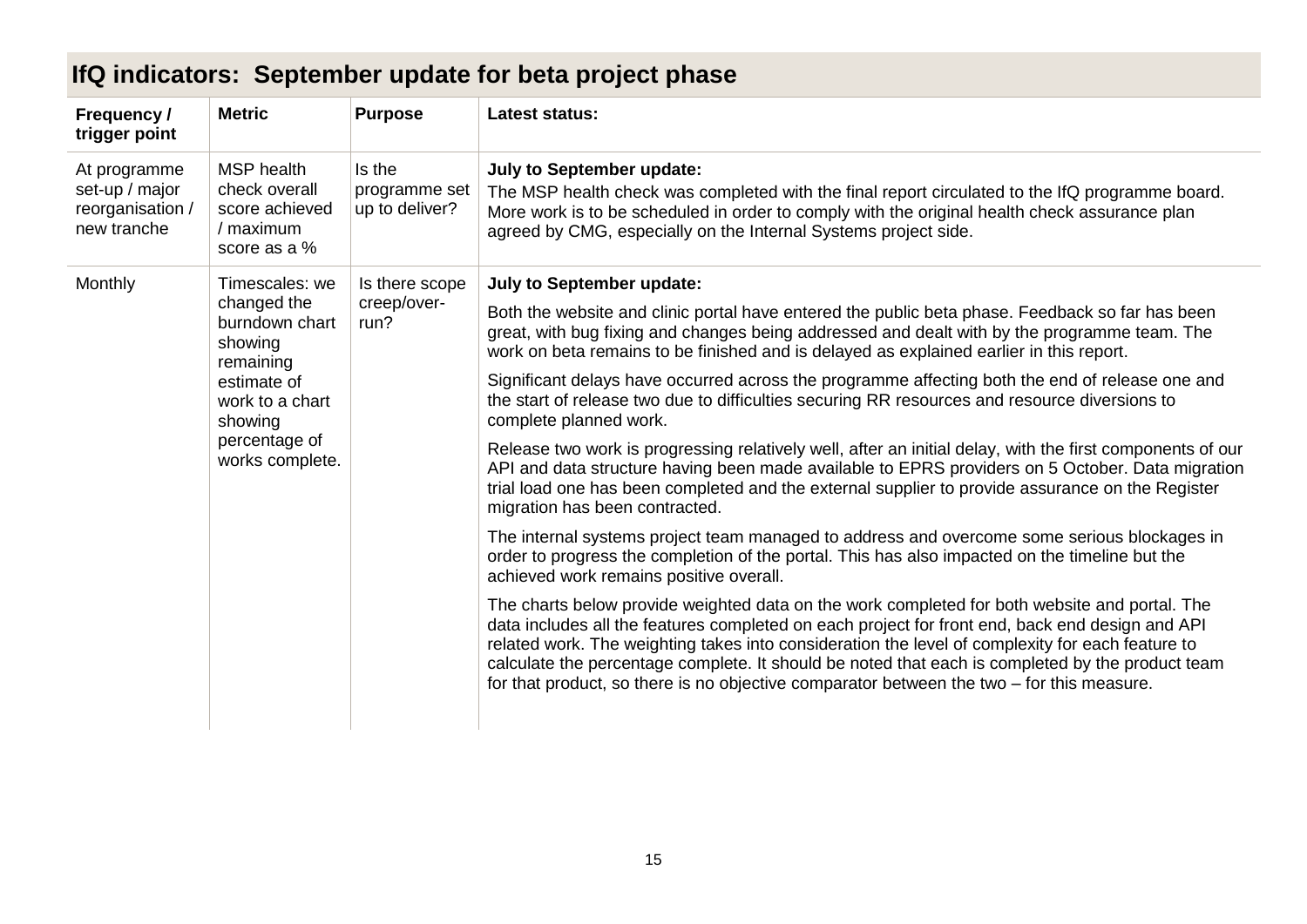## IfQ indicators: September update for beta project phase

| Frequency / trigger point | Metric | Purpose | Latest status: |
|---|---|---|---|
| At programme set-up / major reorganisation / new tranche | MSP health check overall score achieved / maximum score as a % | Is the programme set up to deliver? | **July to September update:** The MSP health check was completed with the final report circulated to the IfQ programme board. More work is to be scheduled in order to comply with the original health check assurance plan agreed by CMG, especially on the Internal Systems project side. |
| Monthly | Timescales: we changed the burndown chart showing remaining estimate of work to a chart showing percentage of works complete. | Is there scope creep/over-run? | **July to September update:**<br><br>Both the website and clinic portal have entered the public beta phase. Feedback so far has been great, with bug fixing and changes being addressed and dealt with by the programme team. The work on beta remains to be finished and is delayed as explained earlier in this report.<br><br>Significant delays have occurred across the programme affecting both the end of release one and the start of release two due to difficulties securing RR resources and resource diversions to complete planned work.<br><br>Release two work is progressing relatively well, after an initial delay, with the first components of our API and data structure having been made available to EPRS providers on 5 October. Data migration trial load one has been completed and the external supplier to provide assurance on the Register migration has been contracted.<br><br>The internal systems project team managed to address and overcome some serious blockages in order to progress the completion of the portal. This has also impacted on the timeline but the achieved work remains positive overall.<br><br>The charts below provide weighted data on the work completed for both website and portal. The data includes all the features completed on each project for front end, back end design and API related work. The weighting takes into consideration the level of complexity for each feature to calculate the percentage complete. It should be noted that each is completed by the product team for that product, so there is no objective comparator between the two – for this measure. |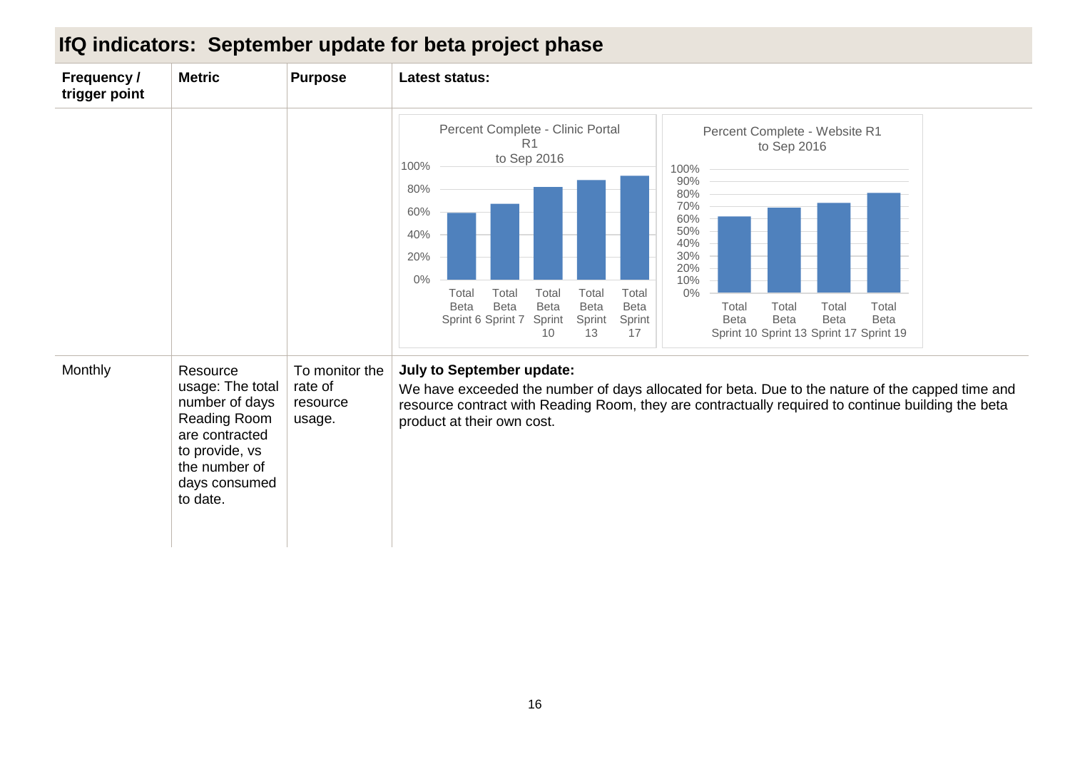## IfQ indicators: September update for beta project phase

| Frequency / trigger point | Metric | Purpose | Latest status: |
|---|---|---|---|
| | | | Percent Complete - Clinic Portal R1 to Sep 2016 (Total Beta Sprint 6, Total Beta Sprint 7, Total Beta Sprint 10, Total Beta Sprint 13, Total Beta Sprint 17) — Percent Complete - Website R1 to Sep 2016 (Total Beta Sprint 10, Total Beta Sprint 13, Total Beta Sprint 17, Total Beta Sprint 19) |
| Monthly | Resource usage: The total number of days Reading Room are contracted to provide, vs the number of days consumed to date. | To monitor the rate of resource usage. | **July to September update:** We have exceeded the number of days allocated for beta. Due to the nature of the capped time and resource contract with Reading Room, they are contractually required to continue building the beta product at their own cost. |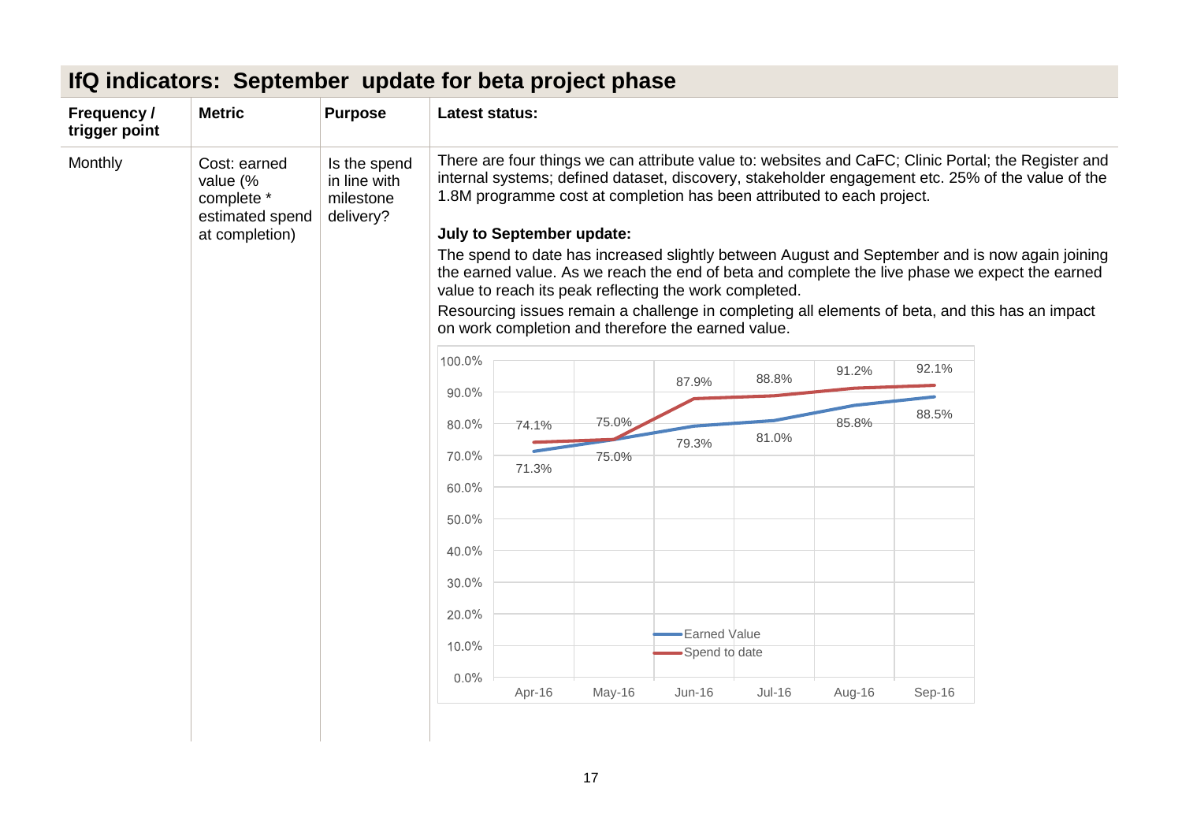# IfQ indicators: September update for beta project phase

| Frequency / trigger point | Metric | Purpose | Latest status: |
|---|---|---|---|
| Monthly | Cost: earned value (% complete * estimated spend at completion) | Is the spend in line with milestone delivery? | There are four things we can attribute value to: websites and CaFC; Clinic Portal; the Register and internal systems; defined dataset, discovery, stakeholder engagement etc. 25% of the value of the 1.8M programme cost at completion has been attributed to each project.<br><br>**July to September update:**<br><br>The spend to date has increased slightly between August and September and is now again joining the earned value. As we reach the end of beta and complete the live phase we expect the earned value to reach its peak reflecting the work completed.<br><br>Resourcing issues remain a challenge in completing all elements of beta, and this has an impact on work completion and therefore the earned value. |

| | Apr-16 | May-16 | Jun-16 | Jul-16 | Aug-16 | Sep-16 |
|---|---|---|---|---|---|---|
| Earned Value | 71.3% | 75.0% | 79.3% | 81.0% | 85.8% | 88.5% |
| Spend to date | 74.1% | 75.0% | 87.9% | 88.8% | 91.2% | 92.1% |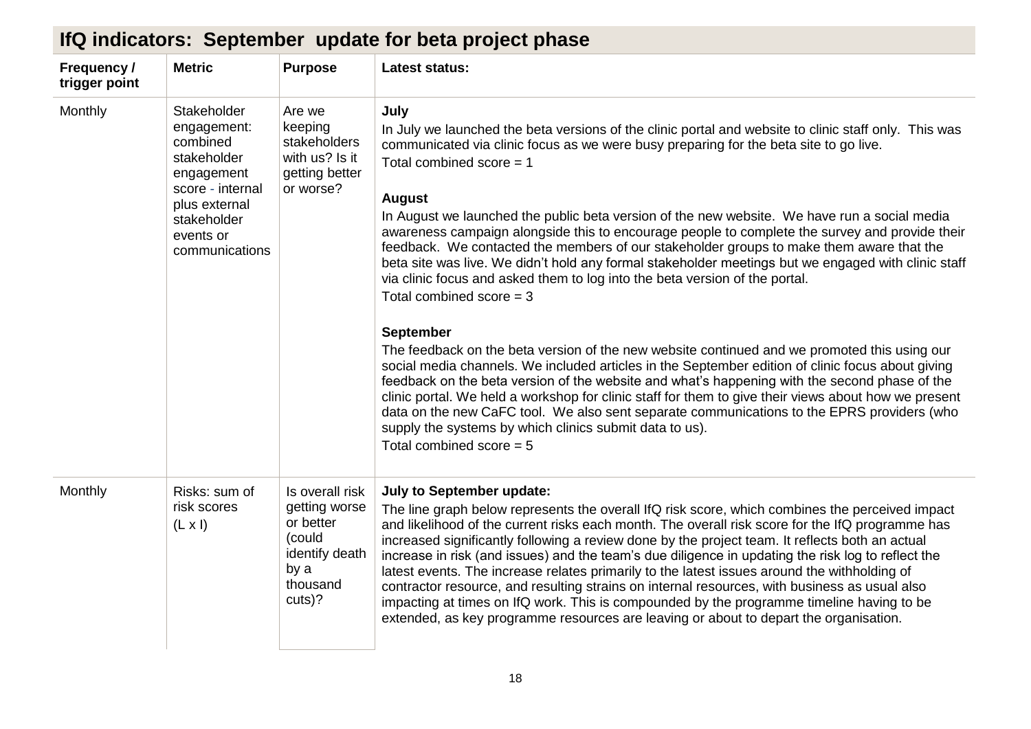## IfQ indicators: September update for beta project phase

| Frequency / trigger point | Metric | Purpose | Latest status: |
|---|---|---|---|
| Monthly | Stakeholder engagement: combined stakeholder engagement score - internal plus external stakeholder events or communications | Are we keeping stakeholders with us? Is it getting better or worse? | **July**<br>In July we launched the beta versions of the clinic portal and website to clinic staff only. This was communicated via clinic focus as we were busy preparing for the beta site to go live.<br>Total combined score = 1<br><br>**August**<br>In August we launched the public beta version of the new website. We have run a social media awareness campaign alongside this to encourage people to complete the survey and provide their feedback. We contacted the members of our stakeholder groups to make them aware that the beta site was live. We didn't hold any formal stakeholder meetings but we engaged with clinic staff via clinic focus and asked them to log into the beta version of the portal.<br>Total combined score = 3<br><br>**September**<br>The feedback on the beta version of the new website continued and we promoted this using our social media channels. We included articles in the September edition of clinic focus about giving feedback on the beta version of the website and what's happening with the second phase of the clinic portal. We held a workshop for clinic staff for them to give their views about how we present data on the new CaFC tool. We also sent separate communications to the EPRS providers (who supply the systems by which clinics submit data to us).<br>Total combined score = 5 |
| Monthly | Risks: sum of risk scores (L x I) | Is overall risk getting worse or better (could identify death by a thousand cuts)? | **July to September update:**<br>The line graph below represents the overall IfQ risk score, which combines the perceived impact and likelihood of the current risks each month. The overall risk score for the IfQ programme has increased significantly following a review done by the project team. It reflects both an actual increase in risk (and issues) and the team's due diligence in updating the risk log to reflect the latest events. The increase relates primarily to the latest issues around the withholding of contractor resource, and resulting strains on internal resources, with business as usual also impacting at times on IfQ work. This is compounded by the programme timeline having to be extended, as key programme resources are leaving or about to depart the organisation. |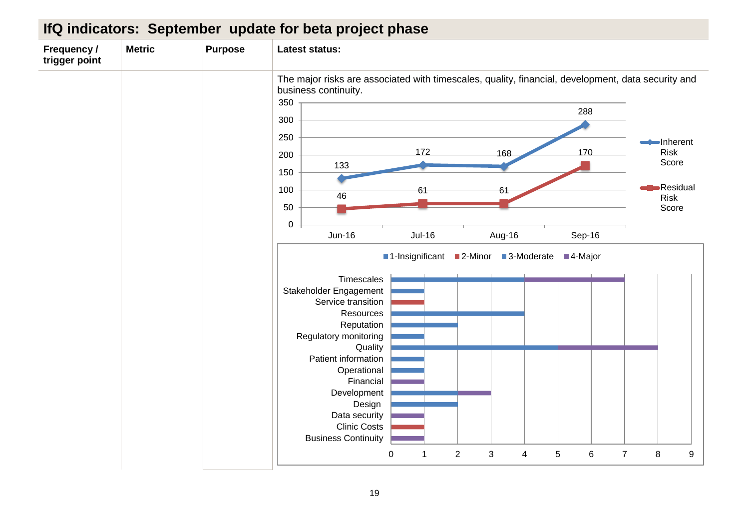## IfQ indicators: September update for beta project phase

| Frequency / trigger point | Metric | Purpose | Latest status: |
|---|---|---|---|
| | | | The major risks are associated with timescales, quality, financial, development, data security and business continuity. |

| | Jun-16 | Jul-16 | Aug-16 | Sep-16 |
|---|---|---|---|---|
| Inherent Risk Score | 133 | 172 | 168 | 288 |
| Residual Risk Score | 46 | 61 | 61 | 170 |

| Risk area | 1-Insignificant | 2-Minor | 3-Moderate | 4-Major |
|---|---|---|---|---|
| Timescales | | | 4 | 3 |
| Stakeholder Engagement | | | 1 | |
| Service transition | | 1 | | |
| Resources | | | 4 | |
| Reputation | | | 2 | |
| Regulatory monitoring | | | 1 | |
| Quality | | | 5 | 3 |
| Patient information | | | 1 | |
| Operational | | | 1 | |
| Financial | | | | 1 |
| Development | | | 2 | 1 |
| Design | | | 2 | |
| Data security | | | | 1 |
| Clinic Costs | | 1 | | |
| Business Continuity | | | | 1 |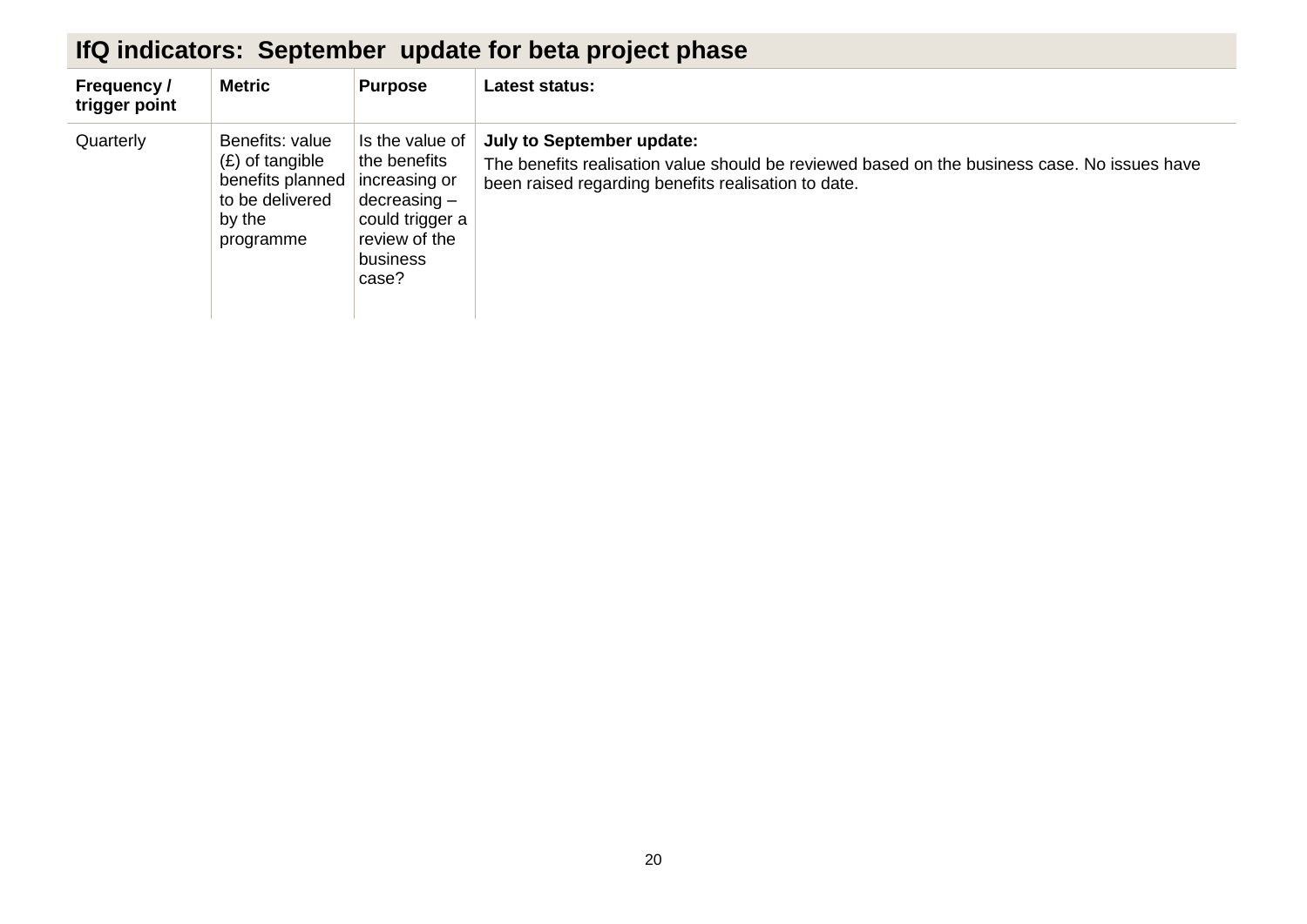## IfQ indicators: September update for beta project phase

| Frequency / trigger point | Metric | Purpose | Latest status: |
|---|---|---|---|
| Quarterly | Benefits: value (£) of tangible benefits planned to be delivered by the programme | Is the value of the benefits increasing or decreasing – could trigger a review of the business case? | **July to September update:** The benefits realisation value should be reviewed based on the business case. No issues have been raised regarding benefits realisation to date. |